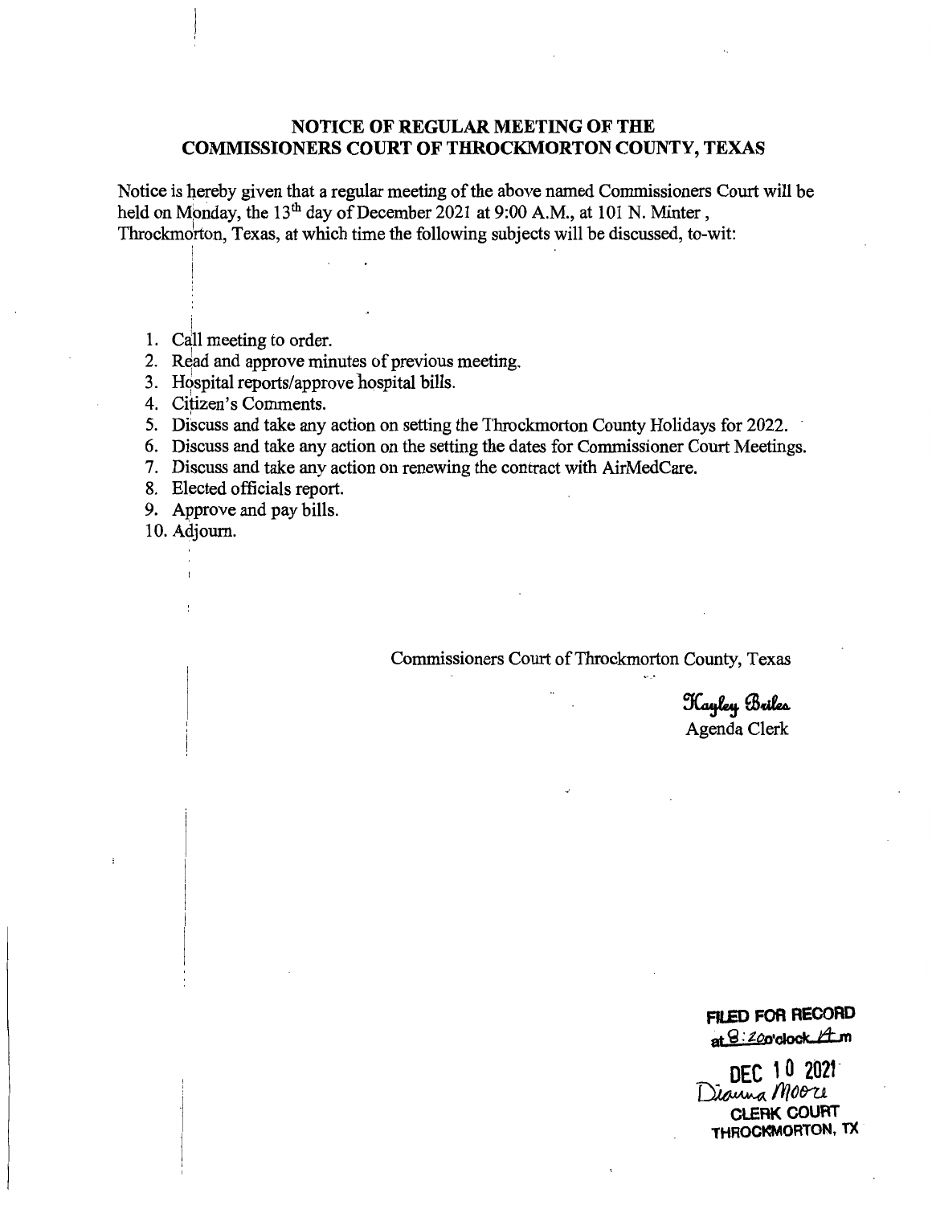# NOTICE OF REGULAR MEETING OF THE COMMISSIONERS COURT OF THROCKMORTON COUNTY, TEXAS

Notice is hereby given that a regular meeting of the above named Commissioners Court will be held on Monday, the 13th day of December 2021 at 9:00 A.M., at 101 N. Minter, Throckmorton, Texas, at which time the following subjects will be discussed, to-wit:

1. Call meeting to order.
2. Read and approve minutes of previous meeting.
3. Hospital reports/approve hospital bills.
4. Citizen's Comments.
5. Discuss and take any action on setting the Throckmorton County Holidays for 2022.
6. Discuss and take any action on the setting the dates for Commissioner Court Meetings.
7. Discuss and take any action on renewing the contract with AirMedCare.
8. Elected officials report.
9. Approve and pay bills.
10. Adjourn.

Commissioners Court of Throckmorton County, Texas

Kayley Briles
Agenda Clerk

**FILED FOR RECORD**
at 8:20 o'clock A m

DEC 10 2021
Dianna Moore
CLERK COURT
THROCKMORTON, TX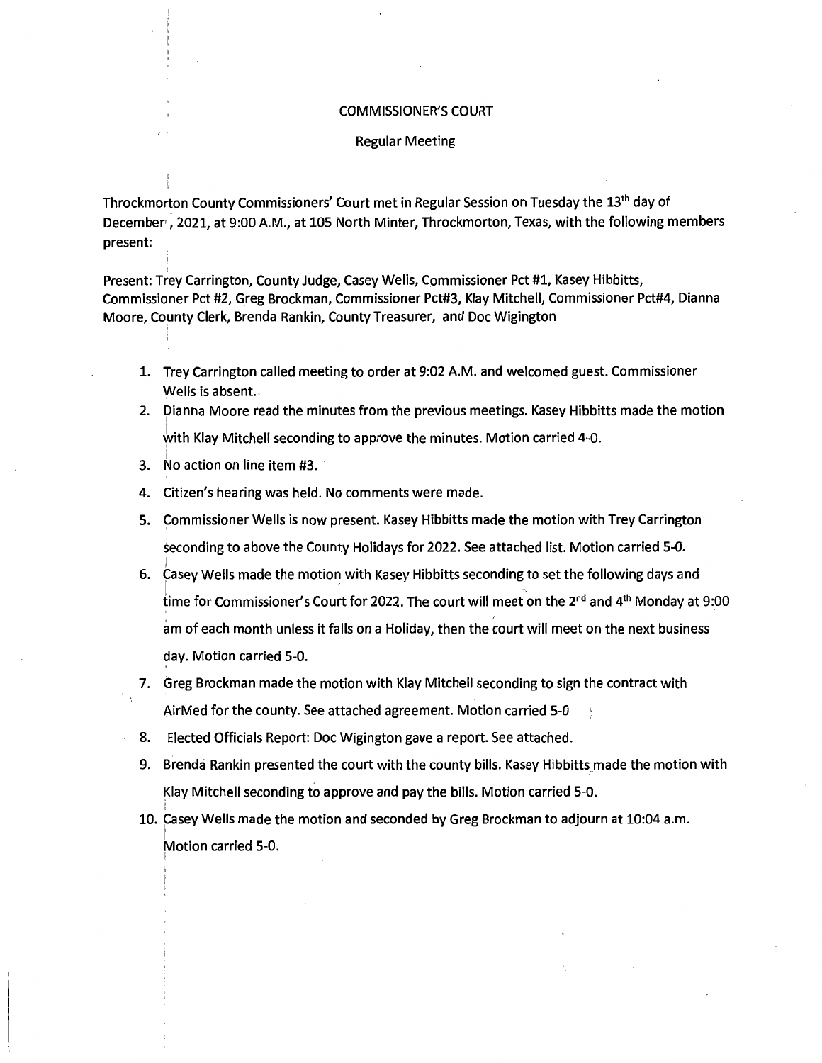COMMISSIONER'S COURT

Regular Meeting

Throckmorton County Commissioners' Court met in Regular Session on Tuesday the 13th day of December, 2021, at 9:00 A.M., at 105 North Minter, Throckmorton, Texas, with the following members present:

Present: Trey Carrington, County Judge, Casey Wells, Commissioner Pct #1, Kasey Hibbitts, Commissioner Pct #2, Greg Brockman, Commissioner Pct#3, Klay Mitchell, Commissioner Pct#4, Dianna Moore, County Clerk, Brenda Rankin, County Treasurer, and Doc Wigington

1. Trey Carrington called meeting to order at 9:02 A.M. and welcomed guest. Commissioner Wells is absent.
2. Dianna Moore read the minutes from the previous meetings. Kasey Hibbitts made the motion with Klay Mitchell seconding to approve the minutes. Motion carried 4-0.
3. No action on line item #3.
4. Citizen's hearing was held. No comments were made.
5. Commissioner Wells is now present. Kasey Hibbitts made the motion with Trey Carrington seconding to above the County Holidays for 2022. See attached list. Motion carried 5-0.
6. Casey Wells made the motion with Kasey Hibbitts seconding to set the following days and time for Commissioner's Court for 2022. The court will meet on the 2nd and 4th Monday at 9:00 am of each month unless it falls on a Holiday, then the court will meet on the next business day. Motion carried 5-0.
7. Greg Brockman made the motion with Klay Mitchell seconding to sign the contract with AirMed for the county. See attached agreement. Motion carried 5-0
8. Elected Officials Report: Doc Wigington gave a report. See attached.
9. Brenda Rankin presented the court with the county bills. Kasey Hibbitts made the motion with Klay Mitchell seconding to approve and pay the bills. Motion carried 5-0.
10. Casey Wells made the motion and seconded by Greg Brockman to adjourn at 10:04 a.m. Motion carried 5-0.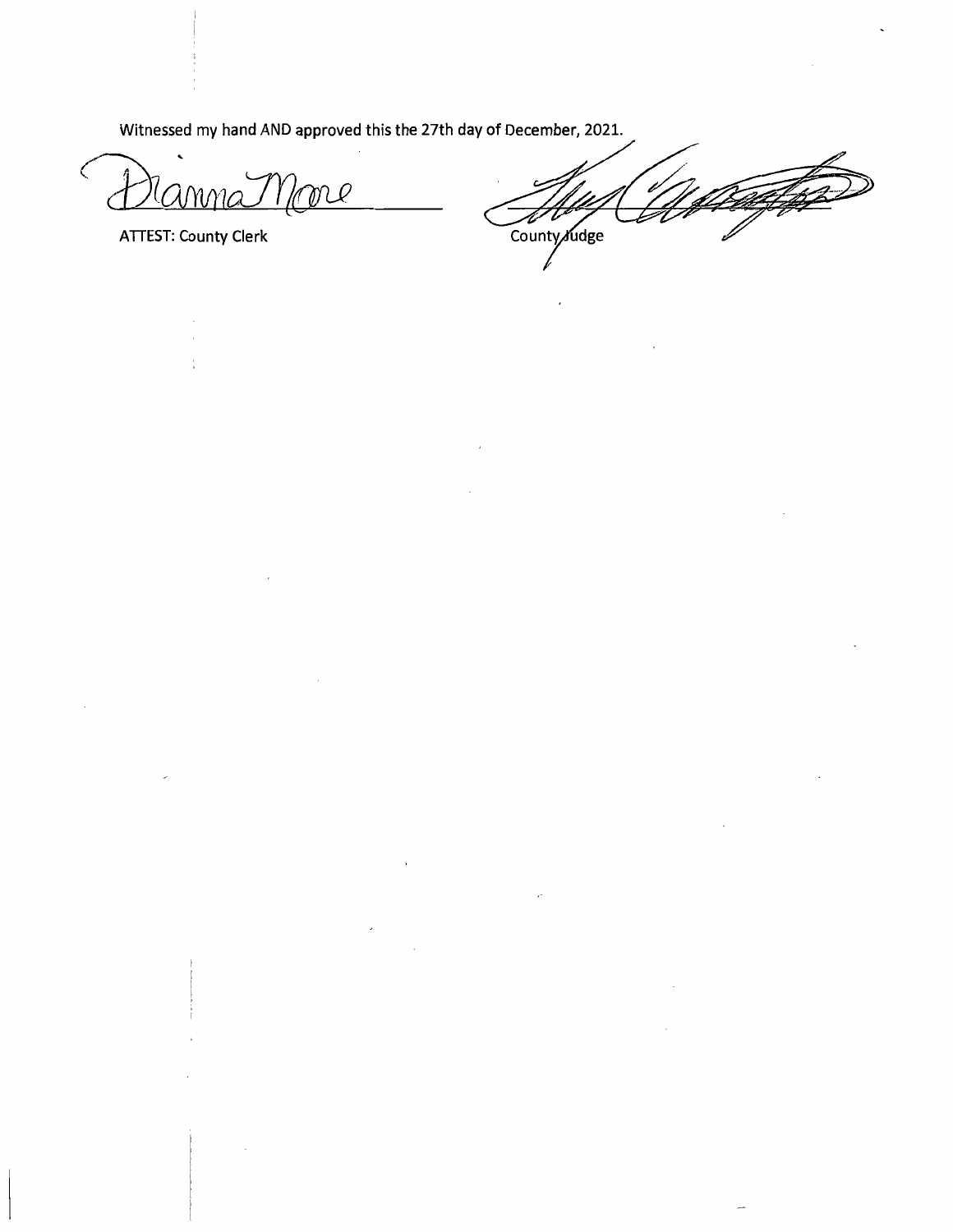Witnessed my hand AND approved this the 27th day of December, 2021.

Dianna Moore

ATTEST: County Clerk

County Judge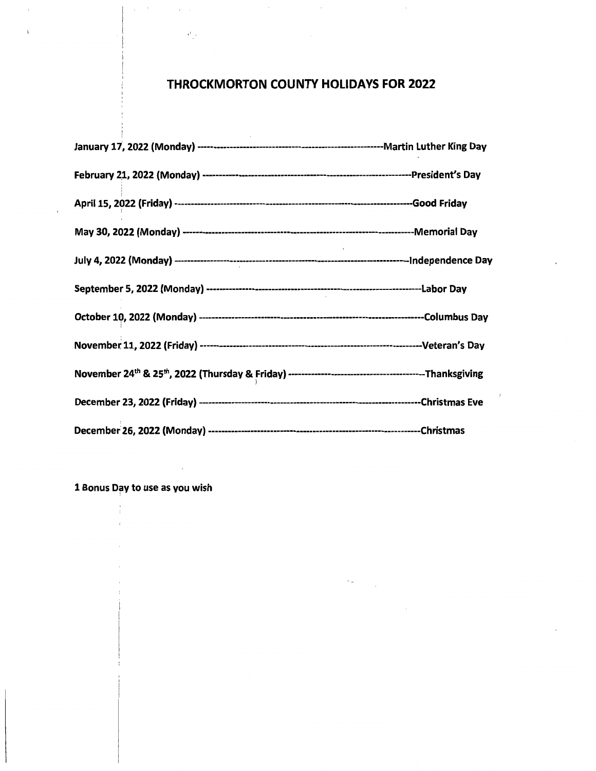# THROCKMORTON COUNTY HOLIDAYS FOR 2022

**January 17, 2022 (Monday) --------------------------------------------------------Martin Luther King Day**

**February 21, 2022 (Monday) ------------------------------------------------------------President's Day**

**April 15, 2022 (Friday) ---------------------------------------------------------------------Good Friday**

**May 30, 2022 (Monday) ------------------------------------------------------------------Memorial Day**

**July 4, 2022 (Monday) -----------------------------------------------------------------Independence Day**

**September 5, 2022 (Monday) ------------------------------------------------------------------Labor Day**

**October 10, 2022 (Monday) -------------------------------------------------------------Columbus Day**

**November 11, 2022 (Friday) --------------------------------------------------------------Veteran's Day**

**November 24th & 25th, 2022 (Thursday & Friday) ------------------------------------------Thanksgiving**

**December 23, 2022 (Friday) -------------------------------------------------------------Christmas Eve**

**December 26, 2022 (Monday) ----------------------------------------------------------Christmas**

**1 Bonus Day to use as you wish**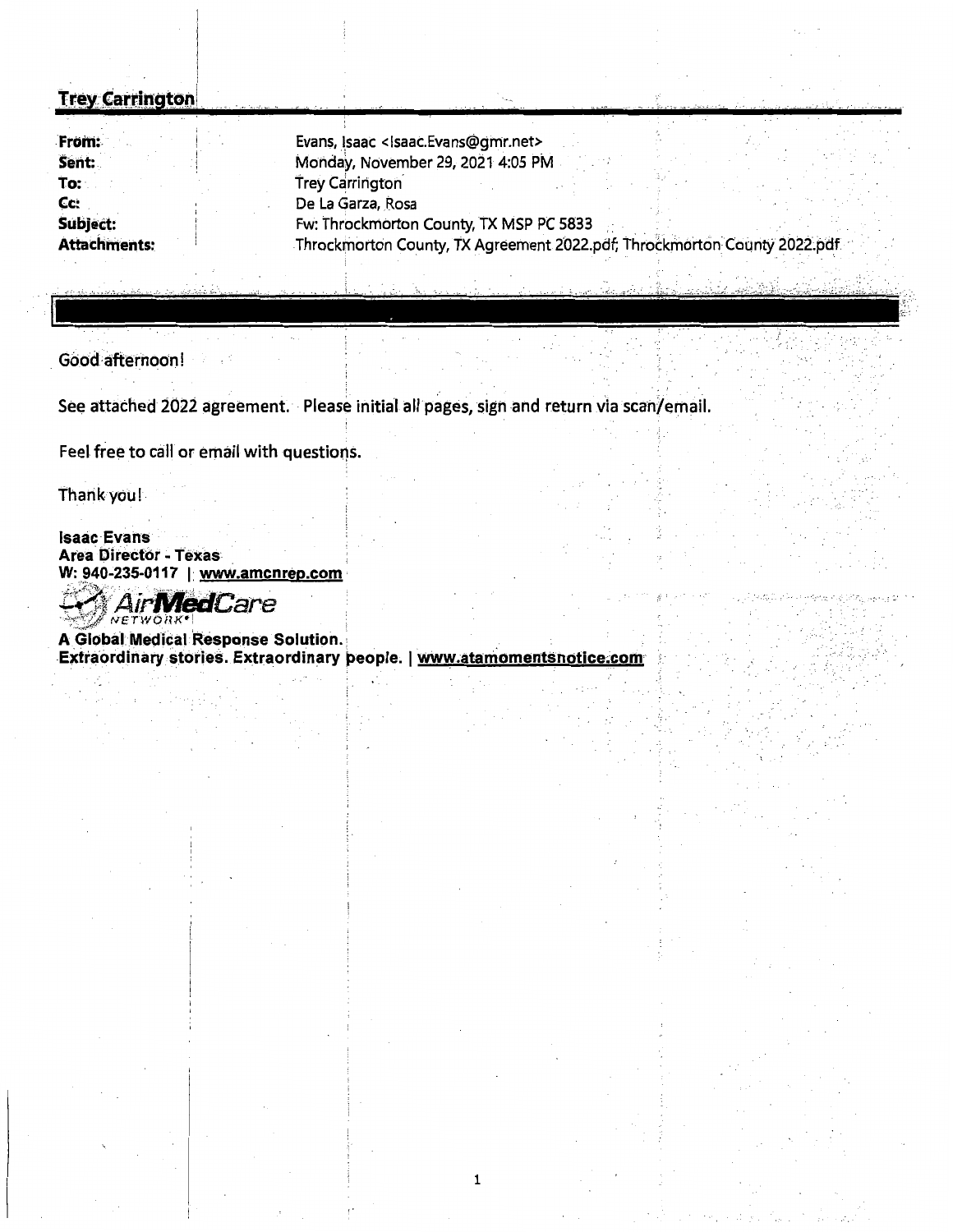**Trey Carrington**

| | |
|---|---|
| **From:** | Evans, Isaac <Isaac.Evans@gmr.net> |
| **Sent:** | Monday, November 29, 2021 4:05 PM |
| **To:** | Trey Carrington |
| **Cc:** | De La Garza, Rosa |
| **Subject:** | Fw: Throckmorton County, TX MSP PC 5833 |
| **Attachments:** | Throckmorton County, TX Agreement 2022.pdf; Throckmorton County 2022.pdf |

Good afternoon!

See attached 2022 agreement. Please initial all pages, sign and return via scan/email.

Feel free to call or email with questions.

Thank you!

**Isaac Evans**
**Area Director - Texas**
**W: 940-235-0117 | www.amcnrep.com**

AirMedCare NETWORK

**A Global Medical Response Solution.**
**Extraordinary stories. Extraordinary people. | www.atamomentsnotice.com**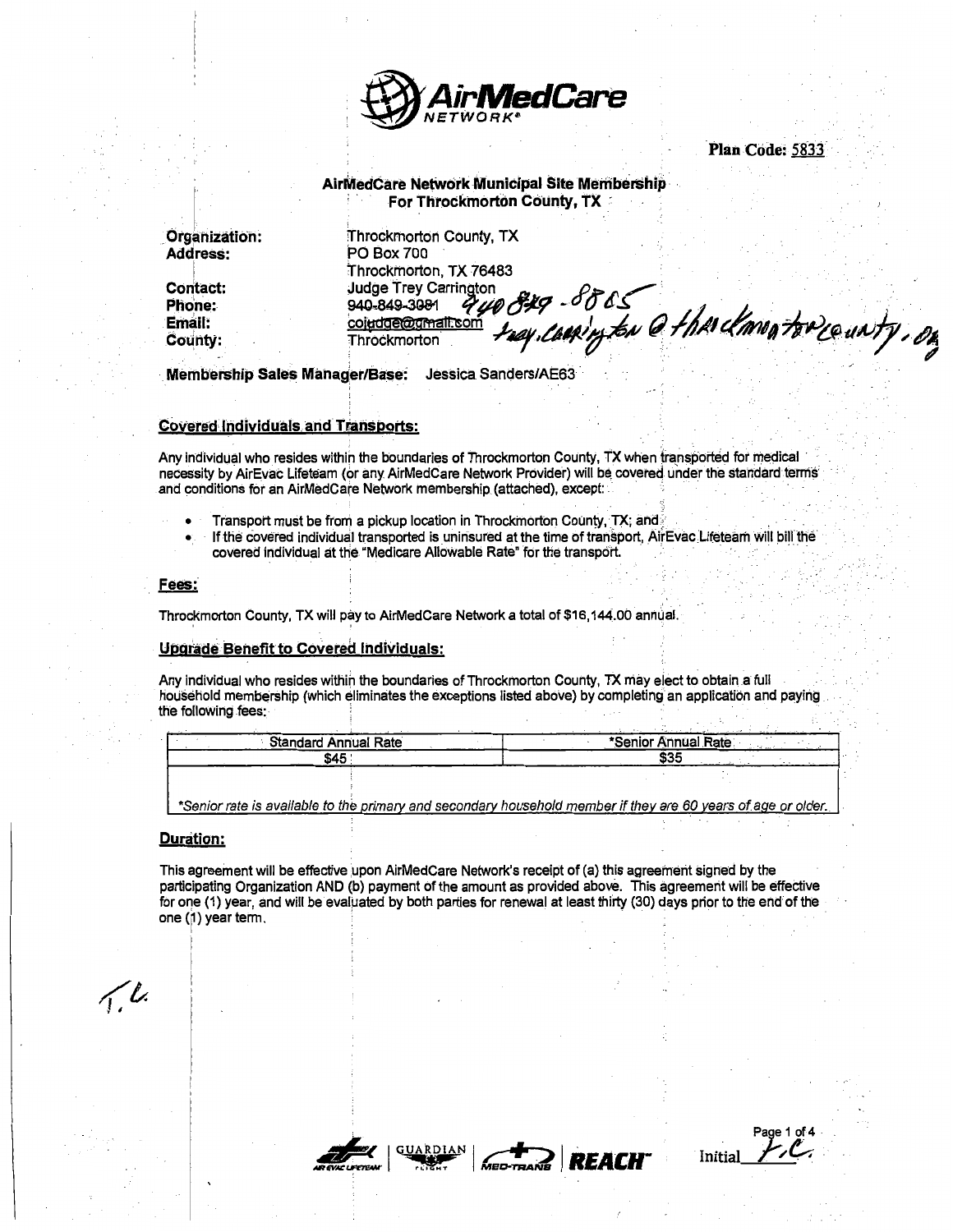**AirMedCare** NETWORK®

**Plan Code:** 5833

### AirMedCare Network Municipal Site Membership For Throckmorton County, TX

**Organization:** Throckmorton County, TX
**Address:** PO Box 700
Throckmorton, TX 76483
**Contact:** Judge Trey Carrington
**Phone:** ~~940-849-3081~~ 940 849-8805
**Email:** ~~cojudge@gmail.com~~ trey.carrington@throckmortoncounty.org
**County:** Throckmorton

**Membership Sales Manager/Base:** Jessica Sanders/AE63

#### Covered Individuals and Transports:

Any individual who resides within the boundaries of Throckmorton County, TX when transported for medical necessity by AirEvac Lifeteam (or any AirMedCare Network Provider) will be covered under the standard terms and conditions for an AirMedCare Network membership (attached), except:

- Transport must be from a pickup location in Throckmorton County, TX; and
- If the covered individual transported is uninsured at the time of transport, AirEvac Lifeteam will bill the covered individual at the "Medicare Allowable Rate" for the transport.

#### Fees:

Throckmorton County, TX will pay to AirMedCare Network a total of $16,144.00 annual.

#### Upgrade Benefit to Covered Individuals:

Any individual who resides within the boundaries of Throckmorton County, TX may elect to obtain a full household membership (which eliminates the exceptions listed above) by completing an application and paying the following fees:

| Standard Annual Rate | *Senior Annual Rate |
| --- | --- |
| $45 | $35 |
| *Senior rate is available to the primary and secondary household member if they are 60 years of age or older. | |

#### Duration:

This agreement will be effective upon AirMedCare Network's receipt of (a) this agreement signed by the participating Organization AND (b) payment of the amount as provided above. This agreement will be effective for one (1) year, and will be evaluated by both parties for renewal at least thirty (30) days prior to the end of the one (1) year term.

T.C.

AIR EVAC LIFETEAM | GUARDIAN FLIGHT | MED-TRANS | REACH

Initial T.C.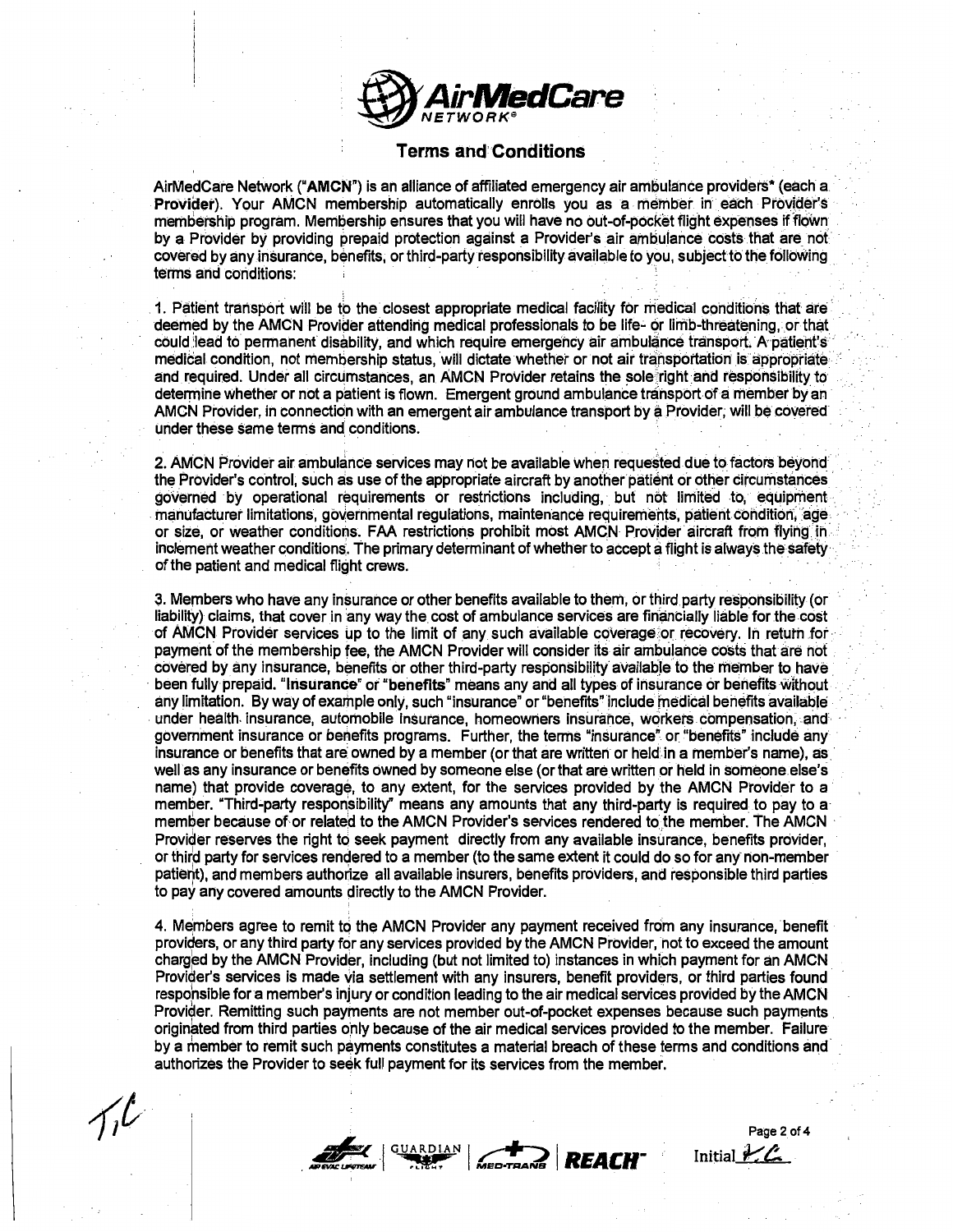# AirMedCare NETWORK®

## Terms and Conditions

AirMedCare Network ("**AMCN**") is an alliance of affiliated emergency air ambulance providers* (each a **Provider**). Your AMCN membership automatically enrolls you as a member in each Provider's membership program. Membership ensures that you will have no out-of-pocket flight expenses if flown by a Provider by providing prepaid protection against a Provider's air ambulance costs that are not covered by any insurance, benefits, or third-party responsibility available to you, subject to the following terms and conditions:

1. Patient transport will be to the closest appropriate medical facility for medical conditions that are deemed by the AMCN Provider attending medical professionals to be life- or limb-threatening, or that could lead to permanent disability, and which require emergency air ambulance transport. A patient's medical condition, not membership status, will dictate whether or not air transportation is appropriate and required. Under all circumstances, an AMCN Provider retains the sole right and responsibility to determine whether or not a patient is flown. Emergent ground ambulance transport of a member by an AMCN Provider, in connection with an emergent air ambulance transport by a Provider, will be covered under these same terms and conditions.

2. AMCN Provider air ambulance services may not be available when requested due to factors beyond the Provider's control, such as use of the appropriate aircraft by another patient or other circumstances governed by operational requirements or restrictions including, but not limited to, equipment manufacturer limitations, governmental regulations, maintenance requirements, patient condition, age or size, or weather conditions. FAA restrictions prohibit most AMCN Provider aircraft from flying in inclement weather conditions. The primary determinant of whether to accept a flight is always the safety of the patient and medical flight crews.

3. Members who have any insurance or other benefits available to them, or third party responsibility (or liability) claims, that cover in any way the cost of ambulance services are financially liable for the cost of AMCN Provider services up to the limit of any such available coverage or recovery. In return for payment of the membership fee, the AMCN Provider will consider its air ambulance costs that are not covered by any insurance, benefits or other third-party responsibility available to the member to have been fully prepaid. "**Insurance**" or "**benefits**" means any and all types of insurance or benefits without any limitation. By way of example only, such "insurance" or "benefits" include medical benefits available under health insurance, automobile insurance, homeowners insurance, workers compensation, and government insurance or benefits programs. Further, the terms "insurance" or "benefits" include any insurance or benefits that are owned by a member (or that are written or held in a member's name), as well as any insurance or benefits owned by someone else (or that are written or held in someone else's name) that provide coverage, to any extent, for the services provided by the AMCN Provider to a member. "Third-party responsibility" means any amounts that any third-party is required to pay to a member because of or related to the AMCN Provider's services rendered to the member. The AMCN Provider reserves the right to seek payment directly from any available insurance, benefits provider, or third party for services rendered to a member (to the same extent it could do so for any non-member patient), and members authorize all available insurers, benefits providers, and responsible third parties to pay any covered amounts directly to the AMCN Provider.

4. Members agree to remit to the AMCN Provider any payment received from any insurance, benefit providers, or any third party for any services provided by the AMCN Provider, not to exceed the amount charged by the AMCN Provider, including (but not limited to) instances in which payment for an AMCN Provider's services is made via settlement with any insurers, benefit providers, or third parties found responsible for a member's injury or condition leading to the air medical services provided by the AMCN Provider. Remitting such payments are not member out-of-pocket expenses because such payments originated from third parties only because of the air medical services provided to the member. Failure by a member to remit such payments constitutes a material breach of these terms and conditions and authorizes the Provider to seek full payment for its services from the member.

AIR EVAC LIFETEAM | GUARDIAN FLIGHT | MED-TRANS | REACH

Initial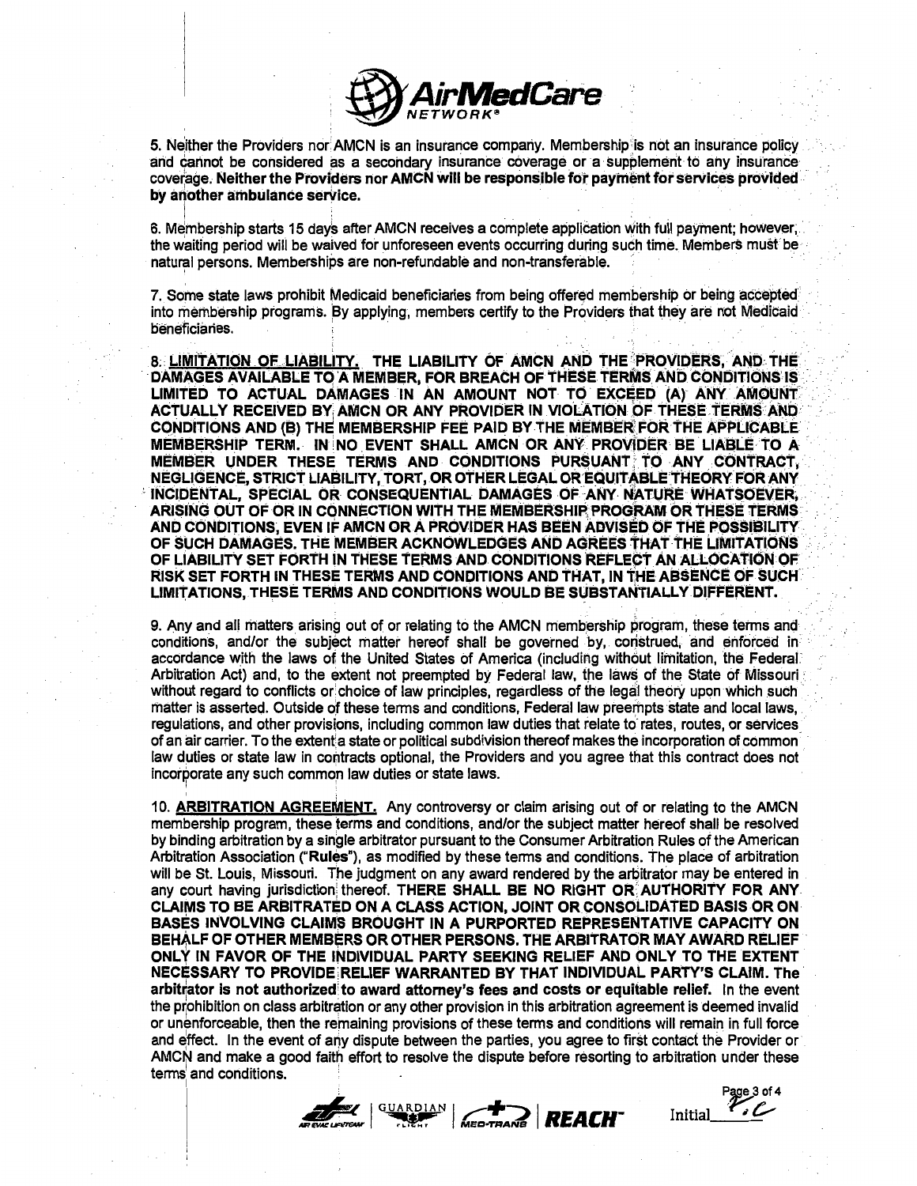AirMedCare NETWORK®

5. Neither the Providers nor AMCN is an insurance company. Membership is not an insurance policy and cannot be considered as a secondary insurance coverage or a supplement to any insurance coverage. **Neither the Providers nor AMCN will be responsible for payment for services provided by another ambulance service.**

6. Membership starts 15 days after AMCN receives a complete application with full payment; however, the waiting period will be waived for unforeseen events occurring during such time. Members must be natural persons. Memberships are non-refundable and non-transferable.

7. Some state laws prohibit Medicaid beneficiaries from being offered membership or being accepted into membership programs. By applying, members certify to the Providers that they are not Medicaid beneficiaries.

8. **LIMITATION OF LIABILITY. THE LIABILITY OF AMCN AND THE PROVIDERS, AND THE DAMAGES AVAILABLE TO A MEMBER, FOR BREACH OF THESE TERMS AND CONDITIONS IS LIMITED TO ACTUAL DAMAGES IN AN AMOUNT NOT TO EXCEED (A) ANY AMOUNT ACTUALLY RECEIVED BY AMCN OR ANY PROVIDER IN VIOLATION OF THESE TERMS AND CONDITIONS AND (B) THE MEMBERSHIP FEE PAID BY THE MEMBER FOR THE APPLICABLE MEMBERSHIP TERM. IN NO EVENT SHALL AMCN OR ANY PROVIDER BE LIABLE TO A MEMBER UNDER THESE TERMS AND CONDITIONS PURSUANT TO ANY CONTRACT, NEGLIGENCE, STRICT LIABILITY, TORT, OR OTHER LEGAL OR EQUITABLE THEORY FOR ANY INCIDENTAL, SPECIAL OR CONSEQUENTIAL DAMAGES OF ANY NATURE WHATSOEVER, ARISING OUT OF OR IN CONNECTION WITH THE MEMBERSHIP PROGRAM OR THESE TERMS AND CONDITIONS, EVEN IF AMCN OR A PROVIDER HAS BEEN ADVISED OF THE POSSIBILITY OF SUCH DAMAGES. THE MEMBER ACKNOWLEDGES AND AGREES THAT THE LIMITATIONS OF LIABILITY SET FORTH IN THESE TERMS AND CONDITIONS REFLECT AN ALLOCATION OF RISK SET FORTH IN THESE TERMS AND CONDITIONS AND THAT, IN THE ABSENCE OF SUCH LIMITATIONS, THESE TERMS AND CONDITIONS WOULD BE SUBSTANTIALLY DIFFERENT.**

9. Any and all matters arising out of or relating to the AMCN membership program, these terms and conditions, and/or the subject matter hereof shall be governed by, construed, and enforced in accordance with the laws of the United States of America (including without limitation, the Federal Arbitration Act) and, to the extent not preempted by Federal law, the laws of the State of Missouri without regard to conflicts or choice of law principles, regardless of the legal theory upon which such matter is asserted. Outside of these terms and conditions, Federal law preempts state and local laws, regulations, and other provisions, including common law duties that relate to rates, routes, or services of an air carrier. To the extent a state or political subdivision thereof makes the incorporation of common law duties or state law in contracts optional, the Providers and you agree that this contract does not incorporate any such common law duties or state laws.

10. **ARBITRATION AGREEMENT.** Any controversy or claim arising out of or relating to the AMCN membership program, these terms and conditions, and/or the subject matter hereof shall be resolved by binding arbitration by a single arbitrator pursuant to the Consumer Arbitration Rules of the American Arbitration Association ("**Rules**"), as modified by these terms and conditions. The place of arbitration will be St. Louis, Missouri. The judgment on any award rendered by the arbitrator may be entered in any court having jurisdiction thereof. **THERE SHALL BE NO RIGHT OR AUTHORITY FOR ANY CLAIMS TO BE ARBITRATED ON A CLASS ACTION, JOINT OR CONSOLIDATED BASIS OR ON BASES INVOLVING CLAIMS BROUGHT IN A PURPORTED REPRESENTATIVE CAPACITY ON BEHALF OF OTHER MEMBERS OR OTHER PERSONS. THE ARBITRATOR MAY AWARD RELIEF ONLY IN FAVOR OF THE INDIVIDUAL PARTY SEEKING RELIEF AND ONLY TO THE EXTENT NECESSARY TO PROVIDE RELIEF WARRANTED BY THAT INDIVIDUAL PARTY'S CLAIM. The arbitrator is not authorized to award attorney's fees and costs or equitable relief.** In the event the prohibition on class arbitration or any other provision in this arbitration agreement is deemed invalid or unenforceable, then the remaining provisions of these terms and conditions will remain in full force and effect. In the event of any dispute between the parties, you agree to first contact the Provider or AMCN and make a good faith effort to resolve the dispute before resorting to arbitration under these terms and conditions.

AIR EVAC LIFETEAM | GUARDIAN FLIGHT | MED-TRANS | REACH

Initial P.C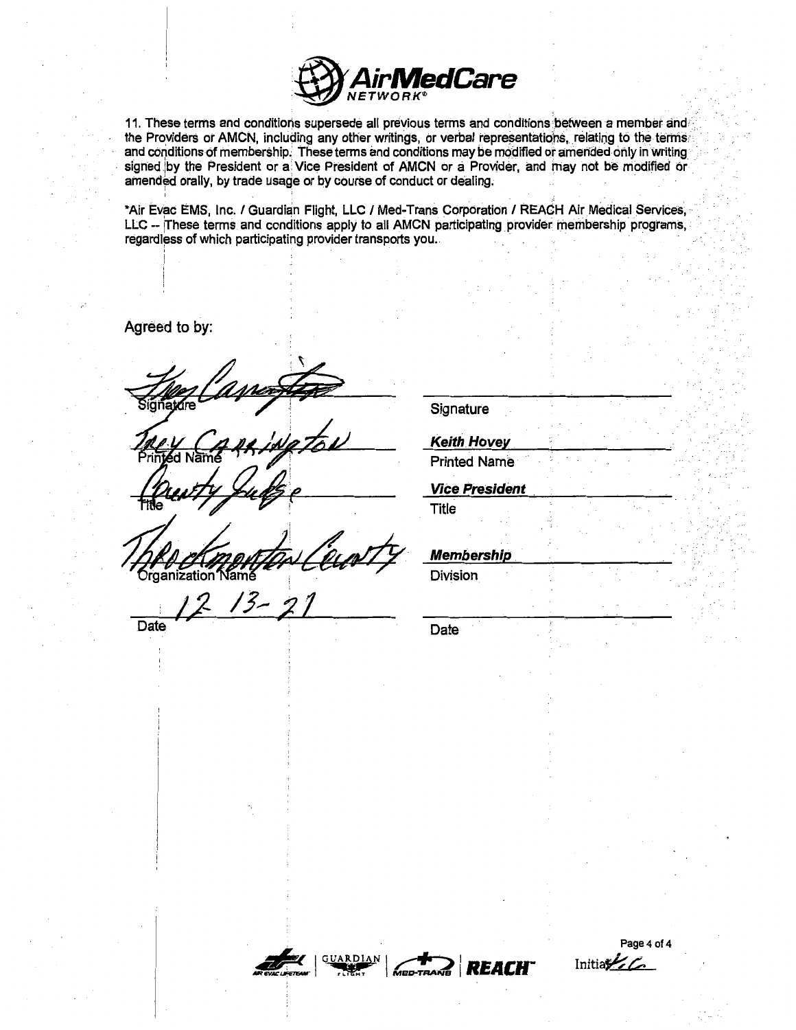AirMedCare NETWORK®

11. These terms and conditions supersede all previous terms and conditions between a member and the Providers or AMCN, including any other writings, or verbal representations, relating to the terms and conditions of membership. These terms and conditions may be modified or amended only in writing signed by the President or a Vice President of AMCN or a Provider, and may not be modified or amended orally, by trade usage or by course of conduct or dealing.

*Air Evac EMS, Inc. / Guardian Flight, LLC / Med-Trans Corporation / REACH Air Medical Services, LLC -- These terms and conditions apply to all AMCN participating provider membership programs, regardless of which participating provider transports you.

Agreed to by:

| | |
|---|---|
| *(signature)* | |
| Signature | Signature |
| Trey Carrington | ***Keith Hovey*** |
| Printed Name | Printed Name |
| County Judge | ***Vice President*** |
| Title | Title |
| Throckmorton County | ***Membership*** |
| Organization Name | Division |
| 12-13-21 | |
| Date | Date |

Initials *(initials)*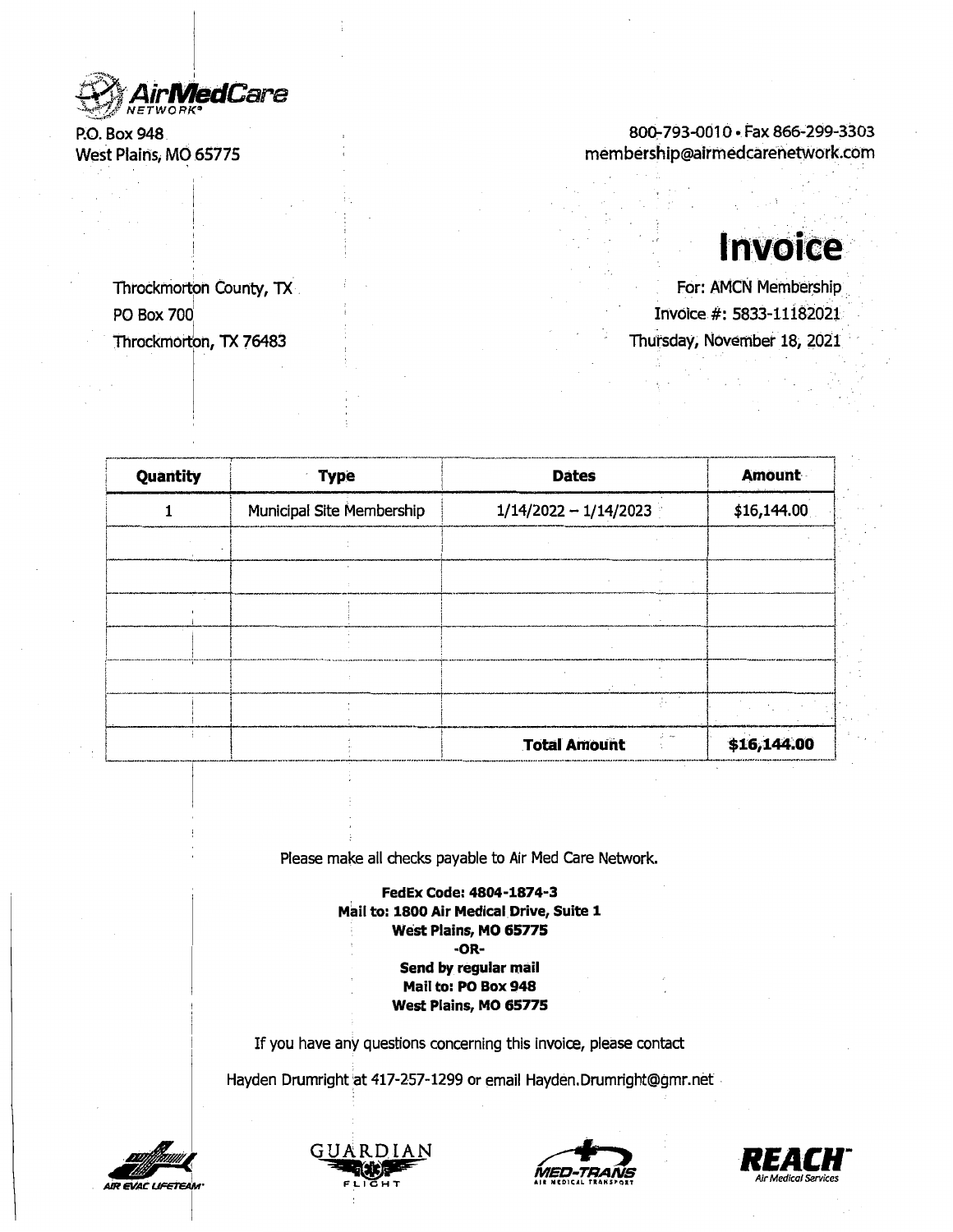AirMedCare NETWORK®

P.O. Box 948
West Plains, MO 65775

800-793-0010 • Fax 866-299-3303
membership@airmedcarenetwork.com

# Invoice

Throckmorton County, TX
PO Box 700
Throckmorton, TX 76483

For: AMCN Membership
Invoice #: 5833-11182021
Thursday, November 18, 2021

| Quantity | Type | Dates | Amount |
|---|---|---|---|
| 1 | Municipal Site Membership | 1/14/2022 – 1/14/2023 | $16,144.00 |
| | | | |
| | | | |
| | | | |
| | | | |
| | | | |
| | | | |
| | | **Total Amount** | **$16,144.00** |

Please make all checks payable to Air Med Care Network.

**FedEx Code: 4804-1874-3**
**Mail to: 1800 Air Medical Drive, Suite 1**
**West Plains, MO 65775**
**-OR-**
**Send by regular mail**
**Mail to: PO Box 948**
**West Plains, MO 65775**

If you have any questions concerning this invoice, please contact

Hayden Drumright at 417-257-1299 or email Hayden.Drumright@gmr.net

AIR EVAC LIFETEAM® GUARDIAN FLIGHT MED-TRANS AIR MEDICAL TRANSPORT REACH™ Air Medical Services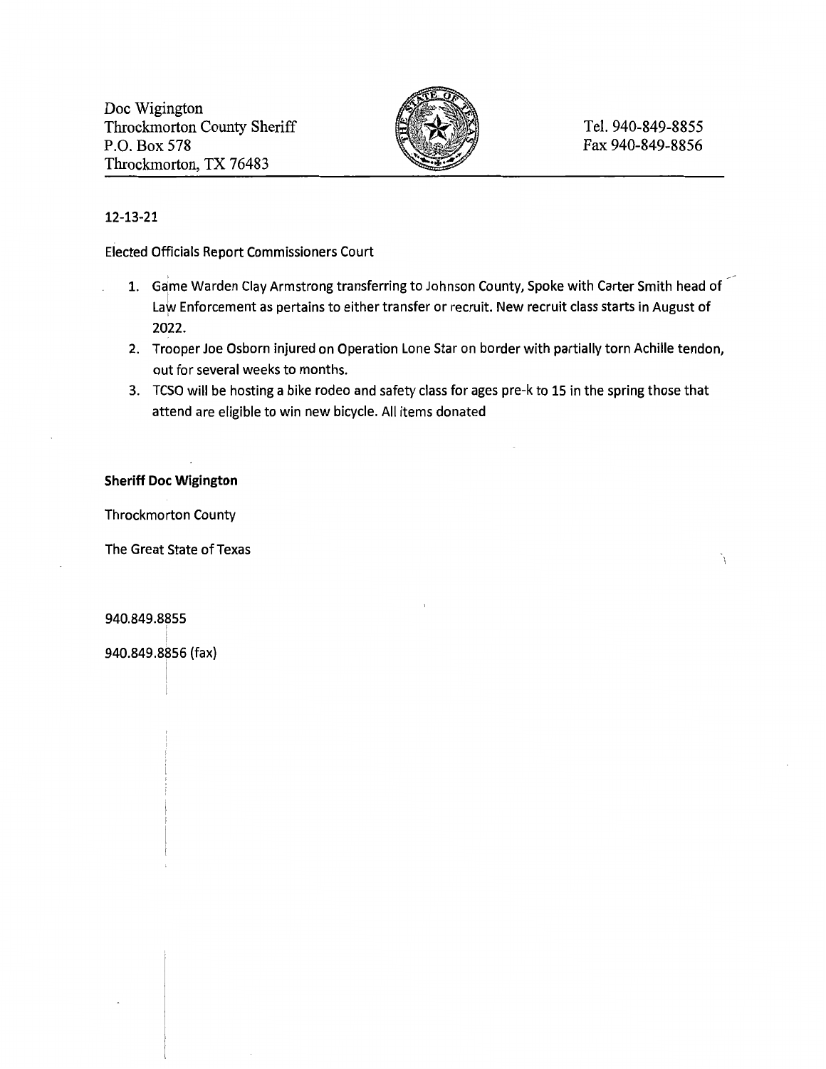Doc Wigington
Throckmorton County Sheriff
P.O. Box 578
Throckmorton, TX 76483

Tel. 940-849-8855
Fax 940-849-8856

---

12-13-21

Elected Officials Report Commissioners Court

1. Game Warden Clay Armstrong transferring to Johnson County, Spoke with Carter Smith head of Law Enforcement as pertains to either transfer or recruit. New recruit class starts in August of 2022.
2. Trooper Joe Osborn injured on Operation Lone Star on border with partially torn Achille tendon, out for several weeks to months.
3. TCSO will be hosting a bike rodeo and safety class for ages pre-k to 15 in the spring those that attend are eligible to win new bicycle. All items donated

**Sheriff Doc Wigington**

Throckmorton County

The Great State of Texas

940.849.8855

940.849.8856 (fax)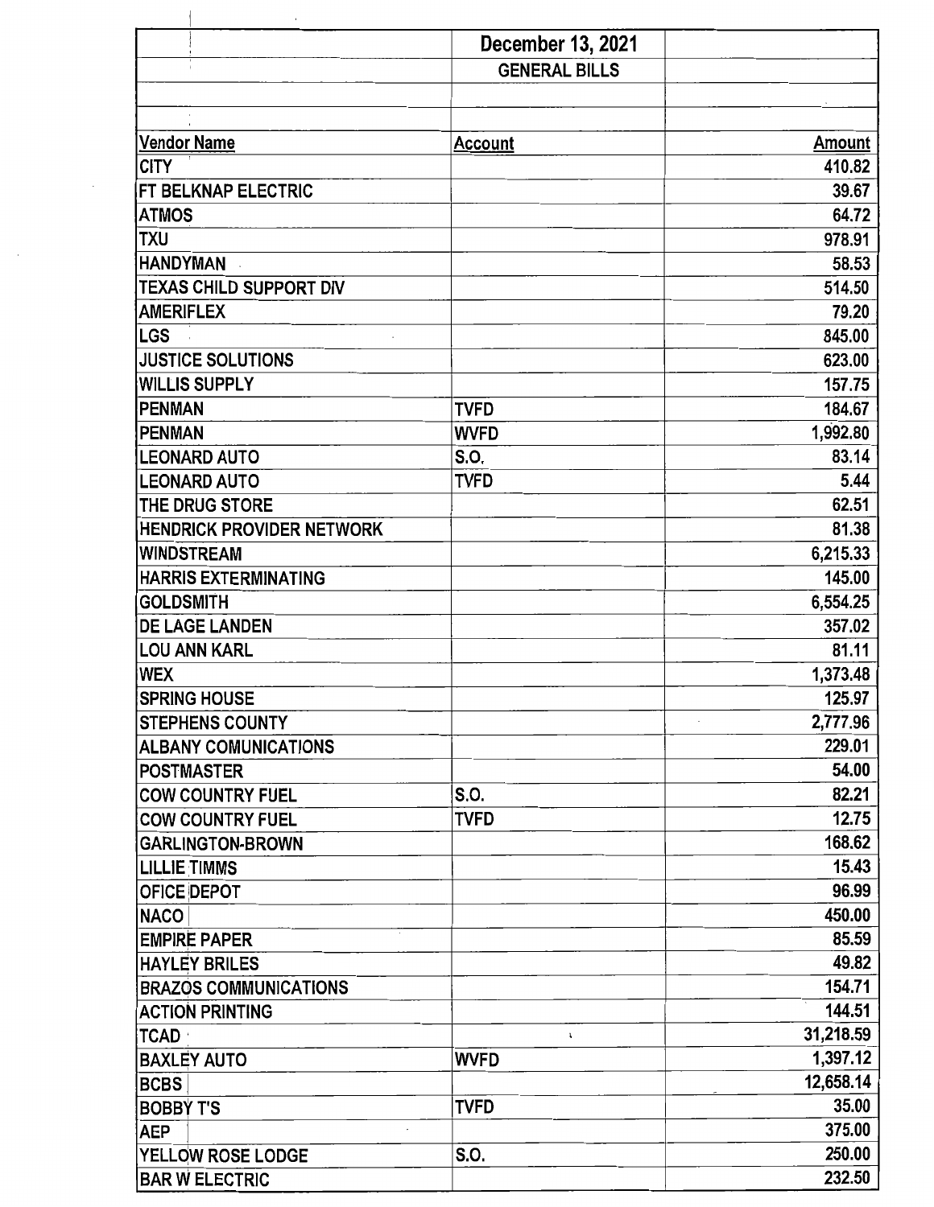| | December 13, 2021 | |
|---|---|---|
| | GENERAL BILLS | |
| | | |
| | | |
| **Vendor Name** | **Account** | **Amount** |
| CITY | | 410.82 |
| FT BELKNAP ELECTRIC | | 39.67 |
| ATMOS | | 64.72 |
| TXU | | 978.91 |
| HANDYMAN | | 58.53 |
| TEXAS CHILD SUPPORT DIV | | 514.50 |
| AMERIFLEX | | 79.20 |
| LGS | | 845.00 |
| JUSTICE SOLUTIONS | | 623.00 |
| WILLIS SUPPLY | | 157.75 |
| PENMAN | TVFD | 184.67 |
| PENMAN | WVFD | 1,992.80 |
| LEONARD AUTO | S.O. | 83.14 |
| LEONARD AUTO | TVFD | 5.44 |
| THE DRUG STORE | | 62.51 |
| HENDRICK PROVIDER NETWORK | | 81.38 |
| WINDSTREAM | | 6,215.33 |
| HARRIS EXTERMINATING | | 145.00 |
| GOLDSMITH | | 6,554.25 |
| DE LAGE LANDEN | | 357.02 |
| LOU ANN KARL | | 81.11 |
| WEX | | 1,373.48 |
| SPRING HOUSE | | 125.97 |
| STEPHENS COUNTY | | 2,777.96 |
| ALBANY COMUNICATIONS | | 229.01 |
| POSTMASTER | | 54.00 |
| COW COUNTRY FUEL | S.O. | 82.21 |
| COW COUNTRY FUEL | TVFD | 12.75 |
| GARLINGTON-BROWN | | 168.62 |
| LILLIE TIMMS | | 15.43 |
| OFICE DEPOT | | 96.99 |
| NACO | | 450.00 |
| EMPIRE PAPER | | 85.59 |
| HAYLEY BRILES | | 49.82 |
| BRAZOS COMMUNICATIONS | | 154.71 |
| ACTION PRINTING | | 144.51 |
| TCAD | | 31,218.59 |
| BAXLEY AUTO | WVFD | 1,397.12 |
| BCBS | | 12,658.14 |
| BOBBY T'S | TVFD | 35.00 |
| AEP | | 375.00 |
| YELLOW ROSE LODGE | S.O. | 250.00 |
| BAR W ELECTRIC | | 232.50 |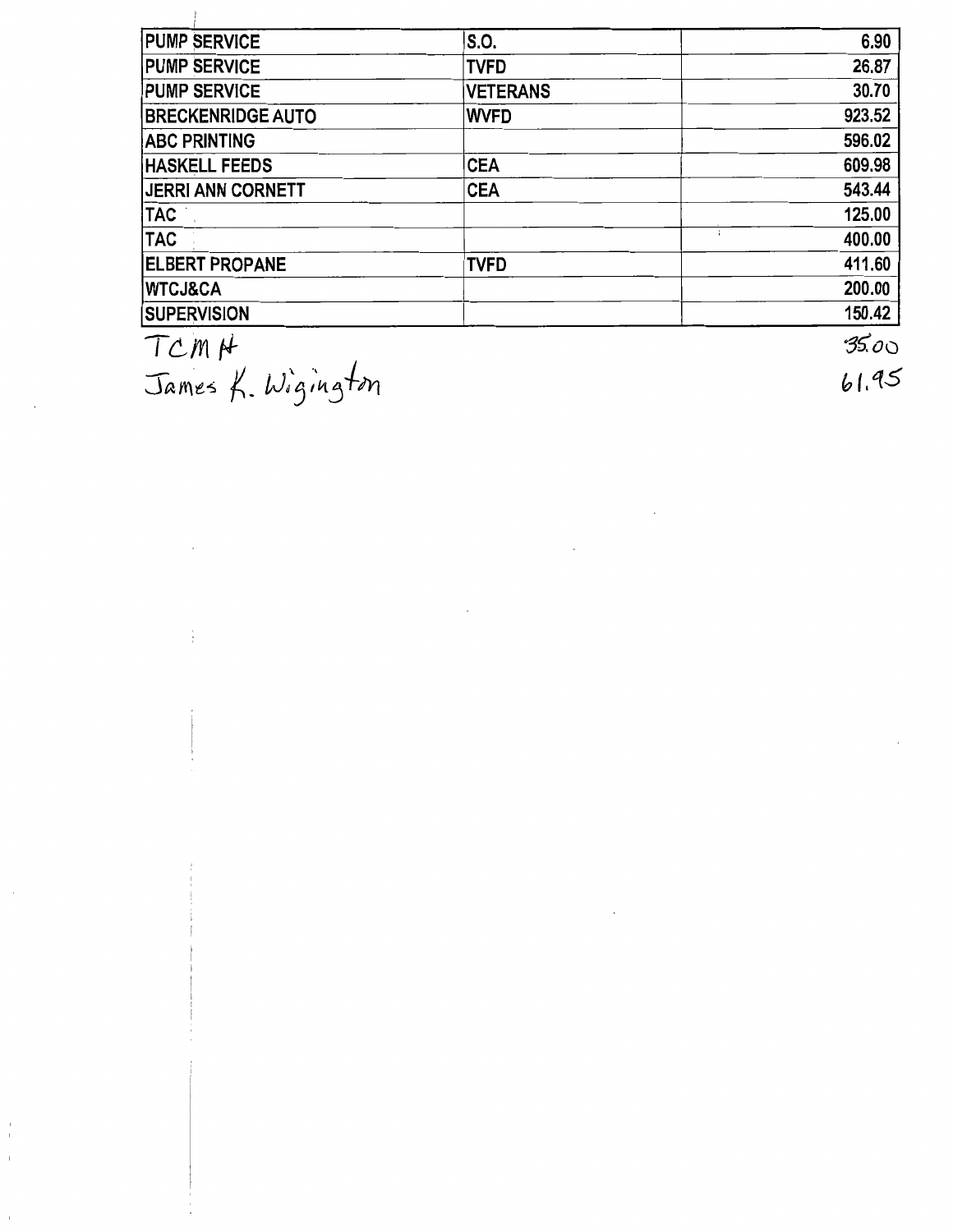| PUMP SERVICE | S.O. | 6.90 |
|---|---|---|
| PUMP SERVICE | TVFD | 26.87 |
| PUMP SERVICE | VETERANS | 30.70 |
| BRECKENRIDGE AUTO | WVFD | 923.52 |
| ABC PRINTING | | 596.02 |
| HASKELL FEEDS | CEA | 609.98 |
| JERRI ANN CORNETT | CEA | 543.44 |
| TAC | | 125.00 |
| TAC | | 400.00 |
| ELBERT PROPANE | TVFD | 411.60 |
| WTCJ&CA | | 200.00 |
| SUPERVISION | | 150.42 |
| TCMH | | 35.00 |
| James K. Wigington | | 61.95 |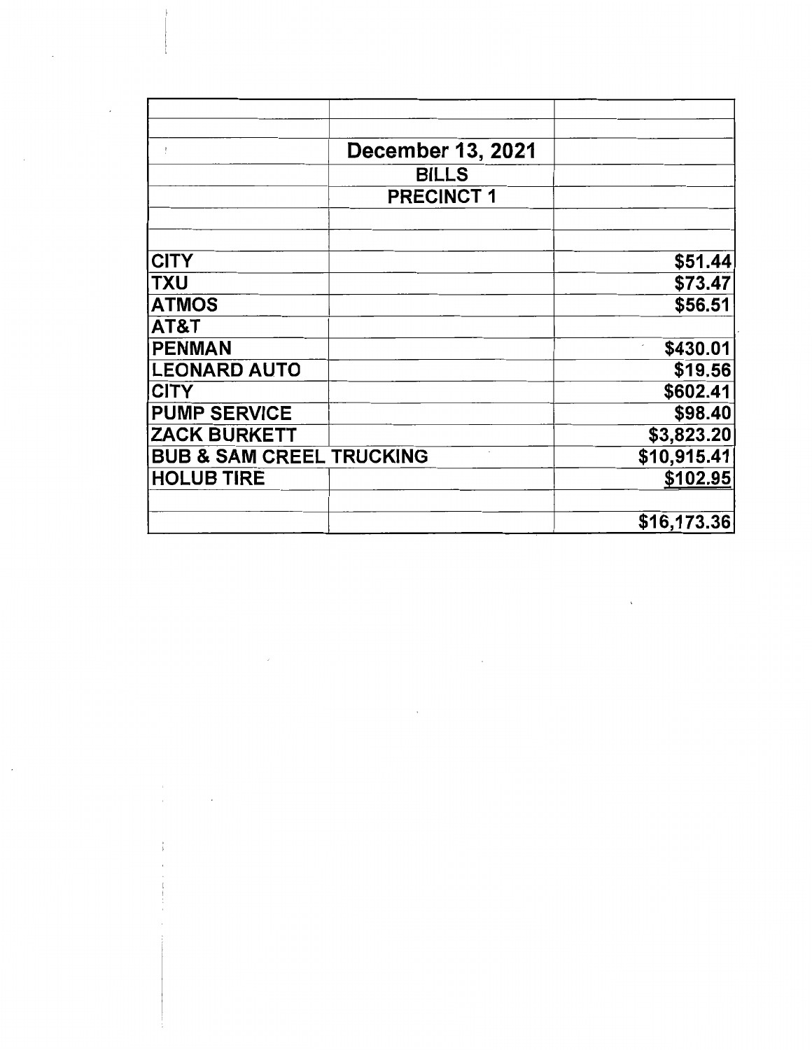| | | |
|---|---|---|
| | **December 13, 2021** | |
| | **BILLS** | |
| | **PRECINCT 1** | |
| | | |
| | | |
| **CITY** | | **$51.44** |
| **TXU** | | **$73.47** |
| **ATMOS** | | **$56.51** |
| **AT&T** | | |
| **PENMAN** | | **$430.01** |
| **LEONARD AUTO** | | **$19.56** |
| **CITY** | | **$602.41** |
| **PUMP SERVICE** | | **$98.40** |
| **ZACK BURKETT** | | **$3,823.20** |
| **BUB & SAM CREEL TRUCKING** | | **$10,915.41** |
| **HOLUB TIRE** | | **$102.95** |
| | | |
| | | **$16,173.36** |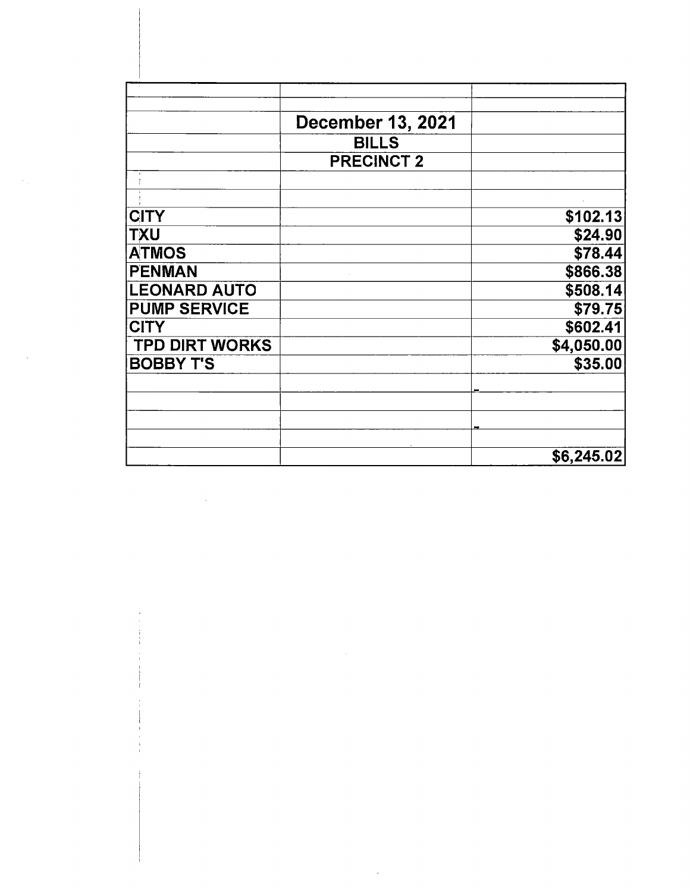| | | |
|---|---|---|
| | | |
| | **December 13, 2021** | |
| | **BILLS** | |
| | **PRECINCT 2** | |
| | | |
| | | |
| **CITY** | | **$102.13** |
| **TXU** | | **$24.90** |
| **ATMOS** | | **$78.44** |
| **PENMAN** | | **$866.38** |
| **LEONARD AUTO** | | **$508.14** |
| **PUMP SERVICE** | | **$79.75** |
| **CITY** | | **$602.41** |
| **TPD DIRT WORKS** | | **$4,050.00** |
| **BOBBY T'S** | | **$35.00** |
| | | - |
| | | |
| | | - |
| | | |
| | | **$6,245.02** |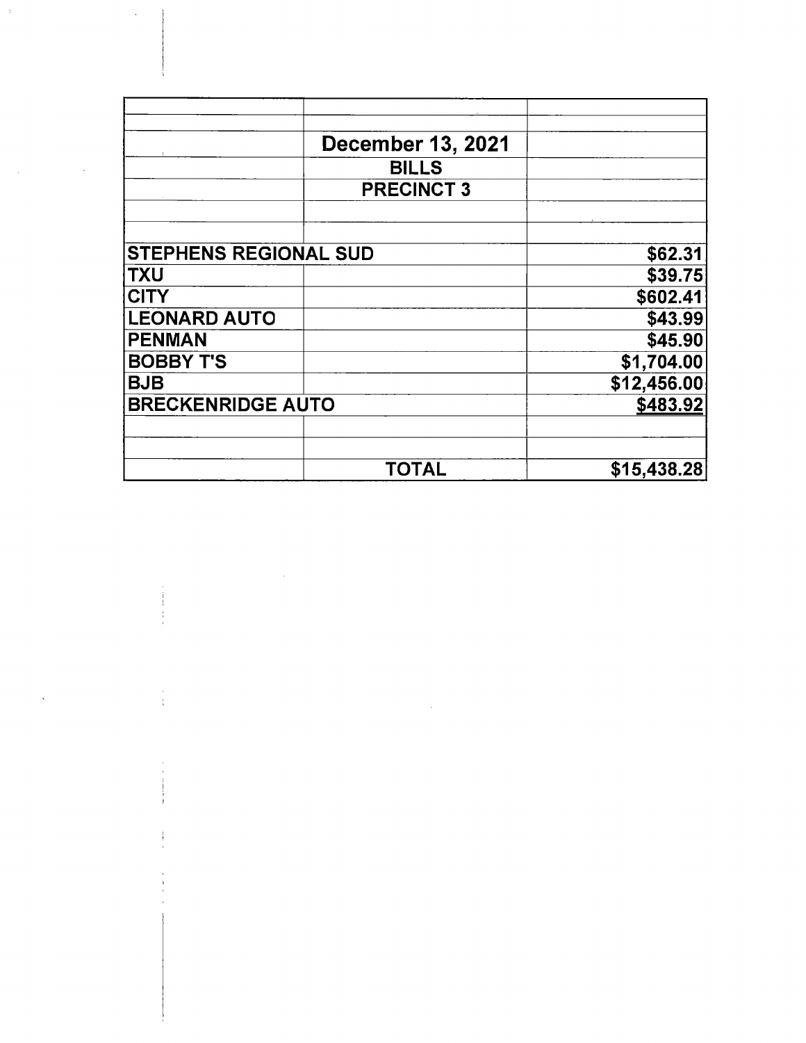| | | |
|---|---|---|
| | **December 13, 2021** | |
| | **BILLS** | |
| | **PRECINCT 3** | |
| | | |
| | | |
| **STEPHENS REGIONAL SUD** | | **$62.31** |
| **TXU** | | **$39.75** |
| **CITY** | | **$602.41** |
| **LEONARD AUTO** | | **$43.99** |
| **PENMAN** | | **$45.90** |
| **BOBBY T'S** | | **$1,704.00** |
| **BJB** | | **$12,456.00** |
| **BRECKENRIDGE AUTO** | | **$483.92** |
| | | |
| | | |
| | **TOTAL** | **$15,438.28** |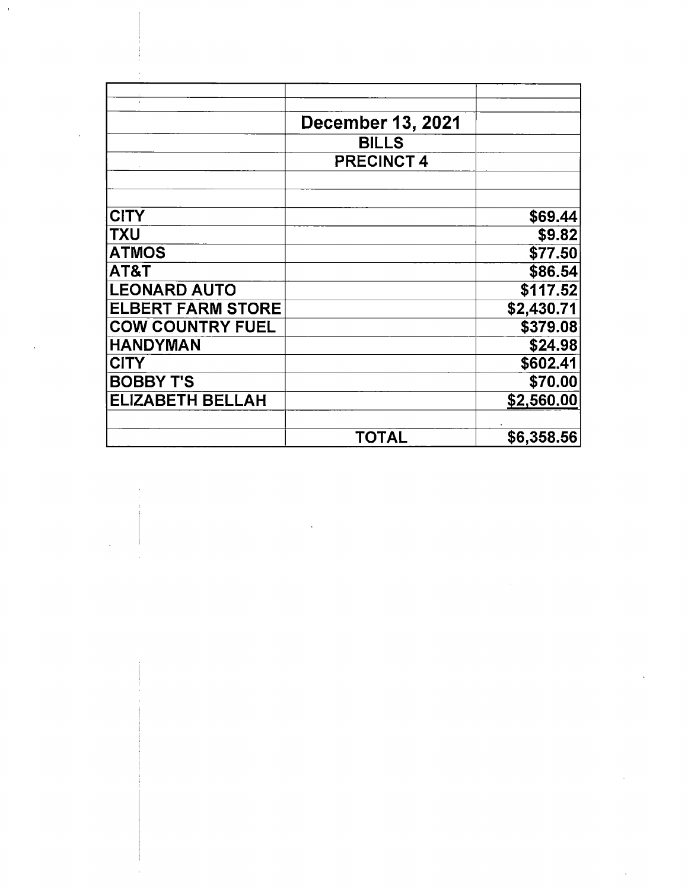| | | |
|---|---|---|
| | **December 13, 2021** | |
| | **BILLS** | |
| | **PRECINCT 4** | |
| | | |
| | | |
| **CITY** | | **$69.44** |
| **TXU** | | **$9.82** |
| **ATMOS** | | **$77.50** |
| **AT&T** | | **$86.54** |
| **LEONARD AUTO** | | **$117.52** |
| **ELBERT FARM STORE** | | **$2,430.71** |
| **COW COUNTRY FUEL** | | **$379.08** |
| **HANDYMAN** | | **$24.98** |
| **CITY** | | **$602.41** |
| **BOBBY T'S** | | **$70.00** |
| **ELIZABETH BELLAH** | | **$2,560.00** |
| | | |
| | **TOTAL** | **$6,358.56** |